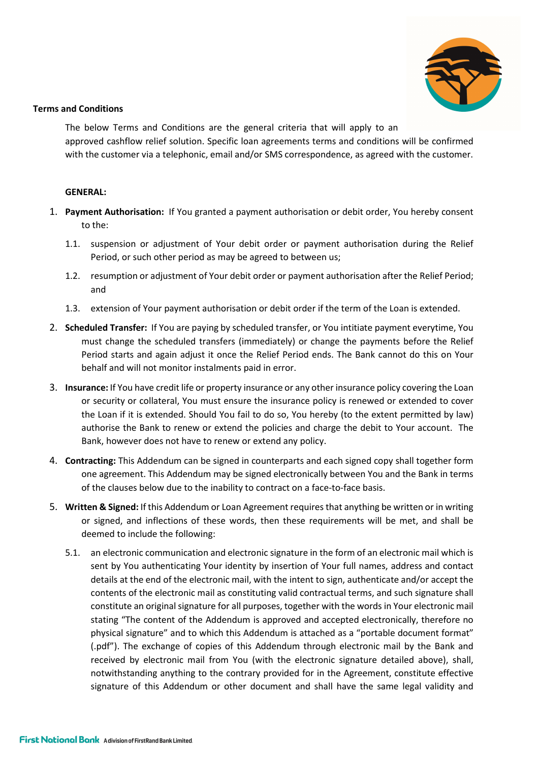**Terms and Conditions**

The below Terms and Conditions are the general criteria that will apply to an approved cashflow relief solution. Specific loan agreements terms and conditions will be confirmed with the customer via a telephonic, email and/or SMS correspondence, as agreed with the customer.

**GENERAL:**

1. **Payment Authorisation:** If You granted a payment authorisation or debit order, You hereby consent to the:
   1.1. suspension or adjustment of Your debit order or payment authorisation during the Relief Period, or such other period as may be agreed to between us;
   1.2. resumption or adjustment of Your debit order or payment authorisation after the Relief Period; and
   1.3. extension of Your payment authorisation or debit order if the term of the Loan is extended.
2. **Scheduled Transfer:** If You are paying by scheduled transfer, or You intitiate payment everytime, You must change the scheduled transfers (immediately) or change the payments before the Relief Period starts and again adjust it once the Relief Period ends. The Bank cannot do this on Your behalf and will not monitor instalments paid in error.
3. **Insurance:** If You have credit life or property insurance or any other insurance policy covering the Loan or security or collateral, You must ensure the insurance policy is renewed or extended to cover the Loan if it is extended. Should You fail to do so, You hereby (to the extent permitted by law) authorise the Bank to renew or extend the policies and charge the debit to Your account. The Bank, however does not have to renew or extend any policy.
4. **Contracting:** This Addendum can be signed in counterparts and each signed copy shall together form one agreement. This Addendum may be signed electronically between You and the Bank in terms of the clauses below due to the inability to contract on a face-to-face basis.
5. **Written & Signed:** If this Addendum or Loan Agreement requires that anything be written or in writing or signed, and inflections of these words, then these requirements will be met, and shall be deemed to include the following:
   5.1. an electronic communication and electronic signature in the form of an electronic mail which is sent by You authenticating Your identity by insertion of Your full names, address and contact details at the end of the electronic mail, with the intent to sign, authenticate and/or accept the contents of the electronic mail as constituting valid contractual terms, and such signature shall constitute an original signature for all purposes, together with the words in Your electronic mail stating "The content of the Addendum is approved and accepted electronically, therefore no physical signature" and to which this Addendum is attached as a "portable document format" (.pdf"). The exchange of copies of this Addendum through electronic mail by the Bank and received by electronic mail from You (with the electronic signature detailed above), shall, notwithstanding anything to the contrary provided for in the Agreement, constitute effective signature of this Addendum or other document and shall have the same legal validity and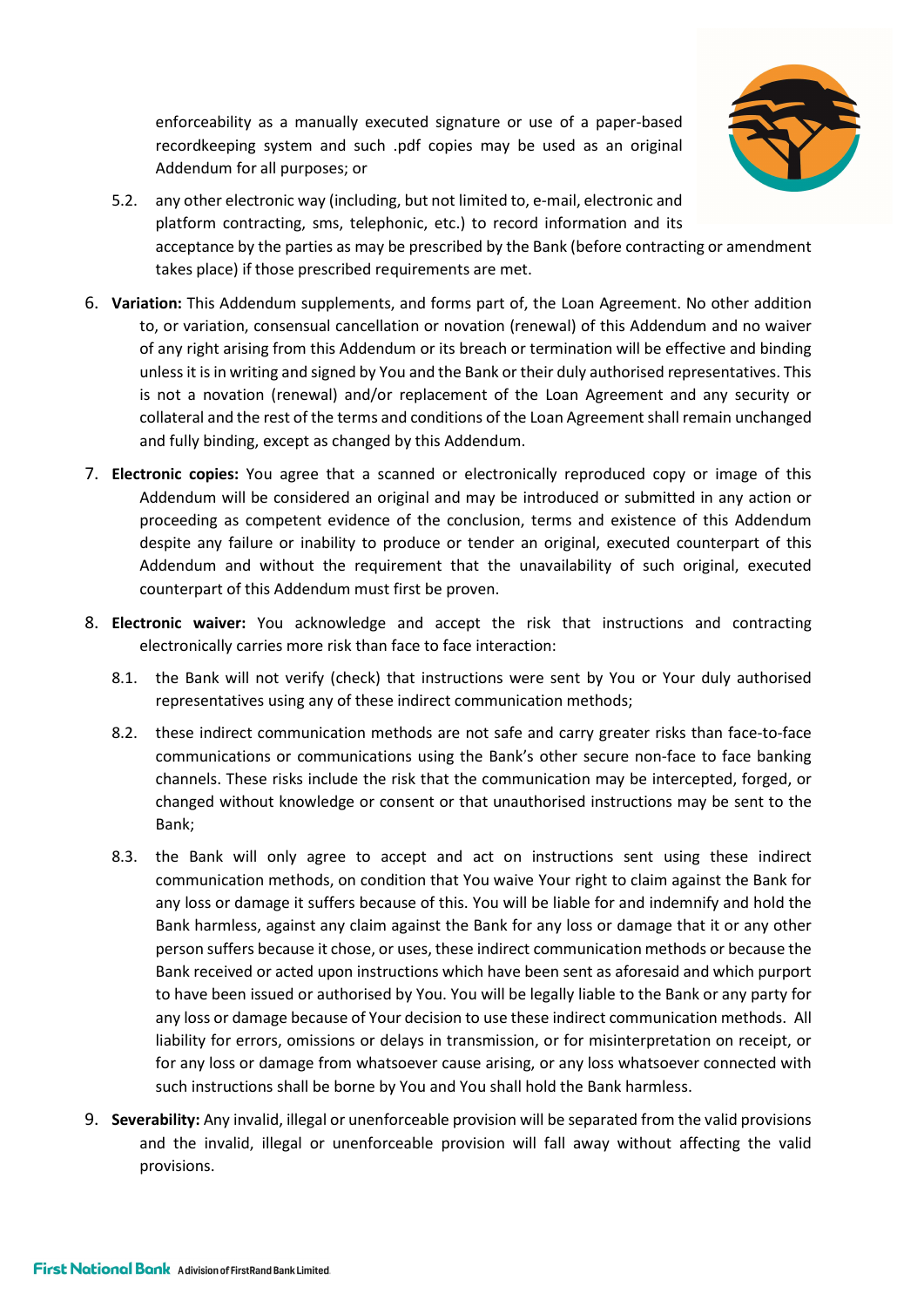enforceability as a manually executed signature or use of a paper-based recordkeeping system and such .pdf copies may be used as an original Addendum for all purposes; or

5.2. any other electronic way (including, but not limited to, e-mail, electronic and platform contracting, sms, telephonic, etc.) to record information and its acceptance by the parties as may be prescribed by the Bank (before contracting or amendment takes place) if those prescribed requirements are met.

6. **Variation:** This Addendum supplements, and forms part of, the Loan Agreement. No other addition to, or variation, consensual cancellation or novation (renewal) of this Addendum and no waiver of any right arising from this Addendum or its breach or termination will be effective and binding unless it is in writing and signed by You and the Bank or their duly authorised representatives. This is not a novation (renewal) and/or replacement of the Loan Agreement and any security or collateral and the rest of the terms and conditions of the Loan Agreement shall remain unchanged and fully binding, except as changed by this Addendum.

7. **Electronic copies:** You agree that a scanned or electronically reproduced copy or image of this Addendum will be considered an original and may be introduced or submitted in any action or proceeding as competent evidence of the conclusion, terms and existence of this Addendum despite any failure or inability to produce or tender an original, executed counterpart of this Addendum and without the requirement that the unavailability of such original, executed counterpart of this Addendum must first be proven.

8. **Electronic waiver:** You acknowledge and accept the risk that instructions and contracting electronically carries more risk than face to face interaction:

   8.1. the Bank will not verify (check) that instructions were sent by You or Your duly authorised representatives using any of these indirect communication methods;

   8.2. these indirect communication methods are not safe and carry greater risks than face-to-face communications or communications using the Bank's other secure non-face to face banking channels. These risks include the risk that the communication may be intercepted, forged, or changed without knowledge or consent or that unauthorised instructions may be sent to the Bank;

   8.3. the Bank will only agree to accept and act on instructions sent using these indirect communication methods, on condition that You waive Your right to claim against the Bank for any loss or damage it suffers because of this. You will be liable for and indemnify and hold the Bank harmless, against any claim against the Bank for any loss or damage that it or any other person suffers because it chose, or uses, these indirect communication methods or because the Bank received or acted upon instructions which have been sent as aforesaid and which purport to have been issued or authorised by You. You will be legally liable to the Bank or any party for any loss or damage because of Your decision to use these indirect communication methods. All liability for errors, omissions or delays in transmission, or for misinterpretation on receipt, or for any loss or damage from whatsoever cause arising, or any loss whatsoever connected with such instructions shall be borne by You and You shall hold the Bank harmless.

9. **Severability:** Any invalid, illegal or unenforceable provision will be separated from the valid provisions and the invalid, illegal or unenforceable provision will fall away without affecting the valid provisions.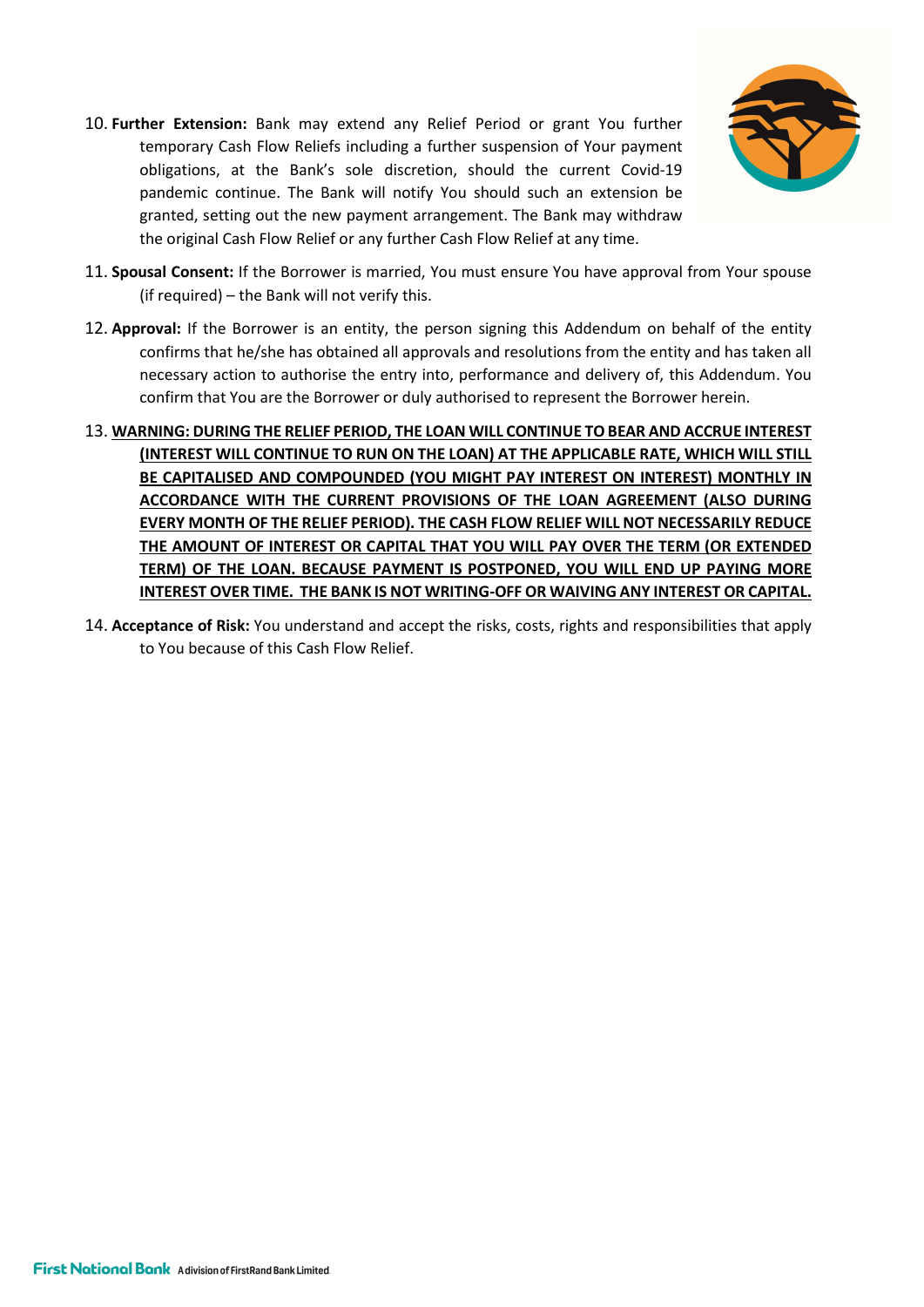10. **Further Extension:** Bank may extend any Relief Period or grant You further temporary Cash Flow Reliefs including a further suspension of Your payment obligations, at the Bank's sole discretion, should the current Covid-19 pandemic continue. The Bank will notify You should such an extension be granted, setting out the new payment arrangement. The Bank may withdraw the original Cash Flow Relief or any further Cash Flow Relief at any time.

11. **Spousal Consent:** If the Borrower is married, You must ensure You have approval from Your spouse (if required) – the Bank will not verify this.

12. **Approval:** If the Borrower is an entity, the person signing this Addendum on behalf of the entity confirms that he/she has obtained all approvals and resolutions from the entity and has taken all necessary action to authorise the entry into, performance and delivery of, this Addendum. You confirm that You are the Borrower or duly authorised to represent the Borrower herein.

13. **WARNING: DURING THE RELIEF PERIOD, THE LOAN WILL CONTINUE TO BEAR AND ACCRUE INTEREST (INTEREST WILL CONTINUE TO RUN ON THE LOAN) AT THE APPLICABLE RATE, WHICH WILL STILL BE CAPITALISED AND COMPOUNDED (YOU MIGHT PAY INTEREST ON INTEREST) MONTHLY IN ACCORDANCE WITH THE CURRENT PROVISIONS OF THE LOAN AGREEMENT (ALSO DURING EVERY MONTH OF THE RELIEF PERIOD). THE CASH FLOW RELIEF WILL NOT NECESSARILY REDUCE THE AMOUNT OF INTEREST OR CAPITAL THAT YOU WILL PAY OVER THE TERM (OR EXTENDED TERM) OF THE LOAN. BECAUSE PAYMENT IS POSTPONED, YOU WILL END UP PAYING MORE INTEREST OVER TIME. THE BANK IS NOT WRITING-OFF OR WAIVING ANY INTEREST OR CAPITAL.**

14. **Acceptance of Risk:** You understand and accept the risks, costs, rights and responsibilities that apply to You because of this Cash Flow Relief.